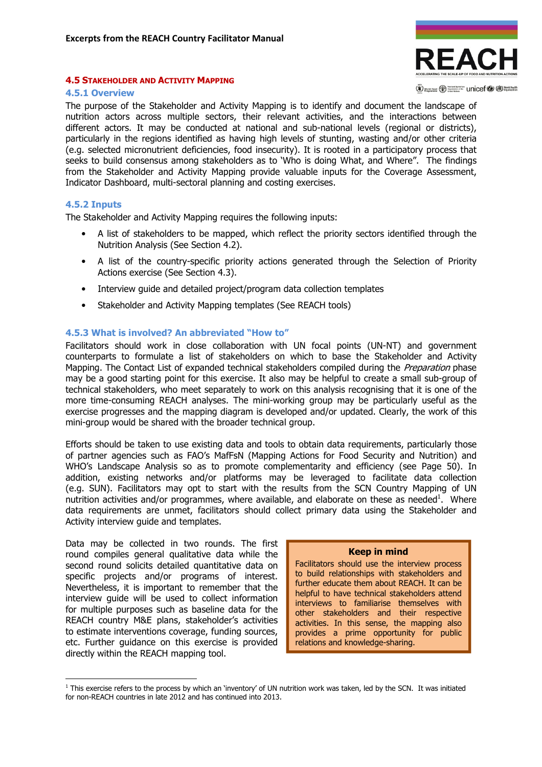**Excerpts from the REACH Country Facilitator Manual**

## 4.5 Stakeholder and Activity Mapping

### 4.5.1 Overview

The purpose of the Stakeholder and Activity Mapping is to identify and document the landscape of nutrition actors across multiple sectors, their relevant activities, and the interactions between different actors. It may be conducted at national and sub-national levels (regional or districts), particularly in the regions identified as having high levels of stunting, wasting and/or other criteria (e.g. selected micronutrient deficiencies, food insecurity). It is rooted in a participatory process that seeks to build consensus among stakeholders as to 'Who is doing What, and Where". The findings from the Stakeholder and Activity Mapping provide valuable inputs for the Coverage Assessment, Indicator Dashboard, multi-sectoral planning and costing exercises.

### 4.5.2 Inputs

The Stakeholder and Activity Mapping requires the following inputs:

- A list of stakeholders to be mapped, which reflect the priority sectors identified through the Nutrition Analysis (See Section 4.2).
- A list of the country-specific priority actions generated through the Selection of Priority Actions exercise (See Section 4.3).
- Interview guide and detailed project/program data collection templates
- Stakeholder and Activity Mapping templates (See REACH tools)

### 4.5.3 What is involved? An abbreviated "How to"

Facilitators should work in close collaboration with UN focal points (UN-NT) and government counterparts to formulate a list of stakeholders on which to base the Stakeholder and Activity Mapping. The Contact List of expanded technical stakeholders compiled during the *Preparation* phase may be a good starting point for this exercise. It also may be helpful to create a small sub-group of technical stakeholders, who meet separately to work on this analysis recognising that it is one of the more time-consuming REACH analyses. The mini-working group may be particularly useful as the exercise progresses and the mapping diagram is developed and/or updated. Clearly, the work of this mini-group would be shared with the broader technical group.

Efforts should be taken to use existing data and tools to obtain data requirements, particularly those of partner agencies such as FAO's MaffFsN (Mapping Actions for Food Security and Nutrition) and WHO's Landscape Analysis so as to promote complementarity and efficiency (see Page 50). In addition, existing networks and/or platforms may be leveraged to facilitate data collection (e.g. SUN). Facilitators may opt to start with the results from the SCN Country Mapping of UN nutrition activities and/or programmes, where available, and elaborate on these as needed[1]. Where data requirements are unmet, facilitators should collect primary data using the Stakeholder and Activity interview guide and templates.

Data may be collected in two rounds. The first round compiles general qualitative data while the second round solicits detailed quantitative data on specific projects and/or programs of interest. Nevertheless, it is important to remember that the interview guide will be used to collect information for multiple purposes such as baseline data for the REACH country M&E plans, stakeholder's activities to estimate interventions coverage, funding sources, etc. Further guidance on this exercise is provided directly within the REACH mapping tool.

> **Keep in mind**
>
> Facilitators should use the interview process to build relationships with stakeholders and further educate them about REACH. It can be helpful to have technical stakeholders attend interviews to familiarise themselves with other stakeholders and their respective activities. In this sense, the mapping also provides a prime opportunity for public relations and knowledge-sharing.

[1] This exercise refers to the process by which an 'inventory' of UN nutrition work was taken, led by the SCN. It was initiated for non-REACH countries in late 2012 and has continued into 2013.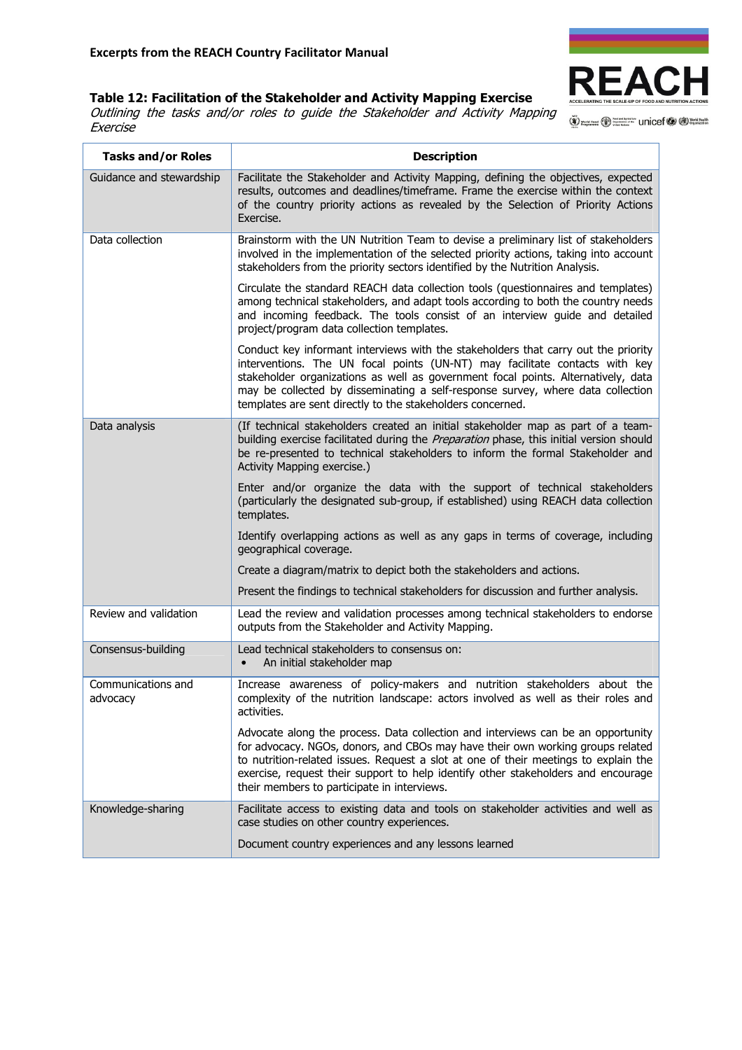**Excerpts from the REACH Country Facilitator Manual**

### Table 12: Facilitation of the Stakeholder and Activity Mapping Exercise

*Outlining the tasks and/or roles to guide the Stakeholder and Activity Mapping Exercise*

| Tasks and/or Roles | Description |
|---|---|
| Guidance and stewardship | Facilitate the Stakeholder and Activity Mapping, defining the objectives, expected results, outcomes and deadlines/timeframe. Frame the exercise within the context of the country priority actions as revealed by the Selection of Priority Actions Exercise. |
| Data collection | Brainstorm with the UN Nutrition Team to devise a preliminary list of stakeholders involved in the implementation of the selected priority actions, taking into account stakeholders from the priority sectors identified by the Nutrition Analysis.<br><br>Circulate the standard REACH data collection tools (questionnaires and templates) among technical stakeholders, and adapt tools according to both the country needs and incoming feedback. The tools consist of an interview guide and detailed project/program data collection templates.<br><br>Conduct key informant interviews with the stakeholders that carry out the priority interventions. The UN focal points (UN-NT) may facilitate contacts with key stakeholder organizations as well as government focal points. Alternatively, data may be collected by disseminating a self-response survey, where data collection templates are sent directly to the stakeholders concerned. |
| Data analysis | (If technical stakeholders created an initial stakeholder map as part of a team-building exercise facilitated during the *Preparation* phase, this initial version should be re-presented to technical stakeholders to inform the formal Stakeholder and Activity Mapping exercise.)<br><br>Enter and/or organize the data with the support of technical stakeholders (particularly the designated sub-group, if established) using REACH data collection templates.<br><br>Identify overlapping actions as well as any gaps in terms of coverage, including geographical coverage.<br><br>Create a diagram/matrix to depict both the stakeholders and actions.<br><br>Present the findings to technical stakeholders for discussion and further analysis. |
| Review and validation | Lead the review and validation processes among technical stakeholders to endorse outputs from the Stakeholder and Activity Mapping. |
| Consensus-building | Lead technical stakeholders to consensus on:<br>• An initial stakeholder map |
| Communications and advocacy | Increase awareness of policy-makers and nutrition stakeholders about the complexity of the nutrition landscape: actors involved as well as their roles and activities.<br><br>Advocate along the process. Data collection and interviews can be an opportunity for advocacy. NGOs, donors, and CBOs may have their own working groups related to nutrition-related issues. Request a slot at one of their meetings to explain the exercise, request their support to help identify other stakeholders and encourage their members to participate in interviews. |
| Knowledge-sharing | Facilitate access to existing data and tools on stakeholder activities and well as case studies on other country experiences.<br><br>Document country experiences and any lessons learned |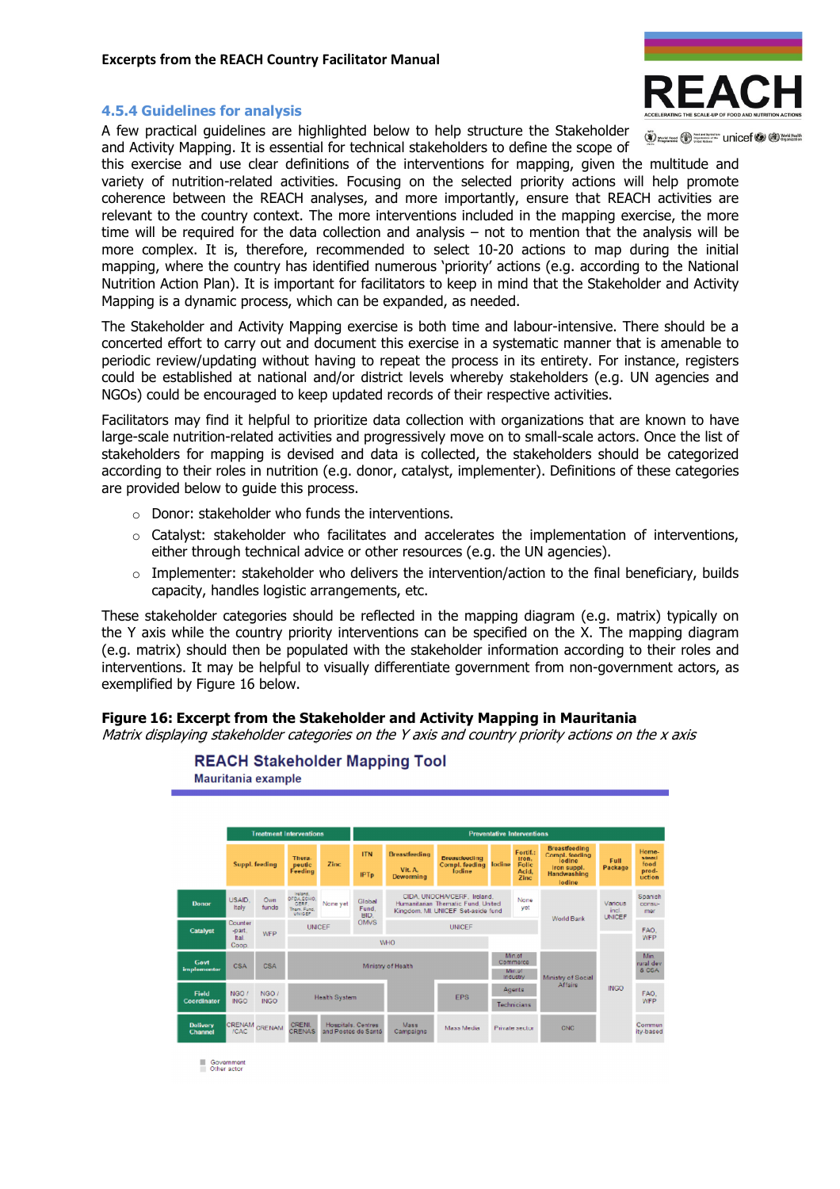### 4.5.4 Guidelines for analysis

A few practical guidelines are highlighted below to help structure the Stakeholder and Activity Mapping. It is essential for technical stakeholders to define the scope of this exercise and use clear definitions of the interventions for mapping, given the multitude and variety of nutrition-related activities. Focusing on the selected priority actions will help promote coherence between the REACH analyses, and more importantly, ensure that REACH activities are relevant to the country context. The more interventions included in the mapping exercise, the more time will be required for the data collection and analysis – not to mention that the analysis will be more complex. It is, therefore, recommended to select 10-20 actions to map during the initial mapping, where the country has identified numerous 'priority' actions (e.g. according to the National Nutrition Action Plan). It is important for facilitators to keep in mind that the Stakeholder and Activity Mapping is a dynamic process, which can be expanded, as needed.

The Stakeholder and Activity Mapping exercise is both time and labour-intensive. There should be a concerted effort to carry out and document this exercise in a systematic manner that is amenable to periodic review/updating without having to repeat the process in its entirety. For instance, registers could be established at national and/or district levels whereby stakeholders (e.g. UN agencies and NGOs) could be encouraged to keep updated records of their respective activities.

Facilitators may find it helpful to prioritize data collection with organizations that are known to have large-scale nutrition-related activities and progressively move on to small-scale actors. Once the list of stakeholders for mapping is devised and data is collected, the stakeholders should be categorized according to their roles in nutrition (e.g. donor, catalyst, implementer). Definitions of these categories are provided below to guide this process.

- Donor: stakeholder who funds the interventions.
- Catalyst: stakeholder who facilitates and accelerates the implementation of interventions, either through technical advice or other resources (e.g. the UN agencies).
- Implementer: stakeholder who delivers the intervention/action to the final beneficiary, builds capacity, handles logistic arrangements, etc.

These stakeholder categories should be reflected in the mapping diagram (e.g. matrix) typically on the Y axis while the country priority interventions can be specified on the X. The mapping diagram (e.g. matrix) should then be populated with the stakeholder information according to their roles and interventions. It may be helpful to visually differentiate government from non-government actors, as exemplified by Figure 16 below.

**Figure 16: Excerpt from the Stakeholder and Activity Mapping in Mauritania**

*Matrix displaying stakeholder categories on the Y axis and country priority actions on the x axis*

**REACH Stakeholder Mapping Tool**
**Mauritania example**

| | Treatment Interventions | | | | Preventative Interventions | | | | | | | |
|---|---|---|---|---|---|---|---|---|---|---|---|---|
| | Suppl. feeding | | Therapeutic Feeding | Zinc | ITN / IPTp | Breastfeeding / Vit. A / Deworming | Breastfeeding Compl. feeding Iodine | Iodine | Fortif.: Iron, Folic Acid, Zinc | Breastfeeding Compl. feeding Iodine Iron suppl. Handwashing Iodine | Full Package | Home-based food production |
| **Donor** | USAID, Italy | Own funds | Ireland, OFDA/ECHO, CERF, Them. Fund, UNICEF | None yet | Global Fund, BID, OMVS | CIDA, UNOCHA/CERF, Ireland, Humanitarian Thematic Fund, United Kingdom, MI, UNICEF Set-aside fund | | | None yet | World Bank | Various incl. UNICEF | Spanish consumer |
| **Catalyst** | Counter-part, Ital. Coop. | WFP | UNICEF | | | UNICEF | | | | | | FAO, WFP |
| | | | WHO | | | | | | | | | |
| **Govt implementer** | CSA | CSA | Ministry of Health | | | | | | Min. of Commerce / Min. of Industry | Ministry of Social Affairs | INGO | Min. rural dev & CSA |
| **Field Coordinator** | NGO / INGO | NGO / INGO | Health System | | | | EPS | | Agents / Technicians | | | FAO, WFP |
| **Delivery Channel** | CRENAM / CAC | CRENAM | CRENI, CRENAS | Hospitals, Centres and Postes de Santé | | Mass Campaigns | Mass Media | | Private sector | CNC | | Community-based |

Government
Other actor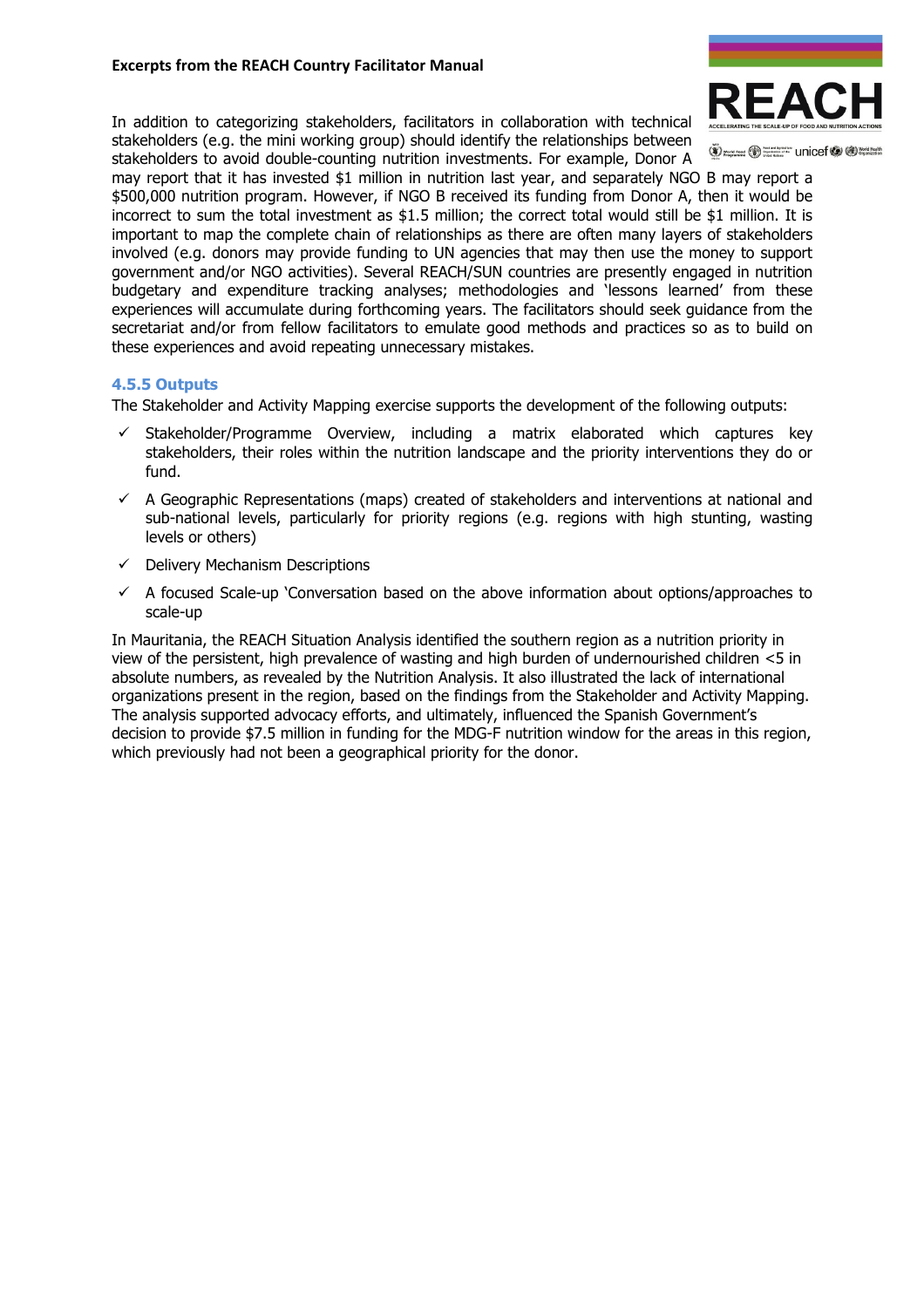**Excerpts from the REACH Country Facilitator Manual**

In addition to categorizing stakeholders, facilitators in collaboration with technical stakeholders (e.g. the mini working group) should identify the relationships between stakeholders to avoid double-counting nutrition investments. For example, Donor A may report that it has invested $1 million in nutrition last year, and separately NGO B may report a $500,000 nutrition program. However, if NGO B received its funding from Donor A, then it would be incorrect to sum the total investment as $1.5 million; the correct total would still be $1 million. It is important to map the complete chain of relationships as there are often many layers of stakeholders involved (e.g. donors may provide funding to UN agencies that may then use the money to support government and/or NGO activities). Several REACH/SUN countries are presently engaged in nutrition budgetary and expenditure tracking analyses; methodologies and 'lessons learned' from these experiences will accumulate during forthcoming years. The facilitators should seek guidance from the secretariat and/or from fellow facilitators to emulate good methods and practices so as to build on these experiences and avoid repeating unnecessary mistakes.

### 4.5.5 Outputs

The Stakeholder and Activity Mapping exercise supports the development of the following outputs:

- ✓ Stakeholder/Programme Overview, including a matrix elaborated which captures key stakeholders, their roles within the nutrition landscape and the priority interventions they do or fund.
- ✓ A Geographic Representations (maps) created of stakeholders and interventions at national and sub-national levels, particularly for priority regions (e.g. regions with high stunting, wasting levels or others)
- ✓ Delivery Mechanism Descriptions
- ✓ A focused Scale-up 'Conversation based on the above information about options/approaches to scale-up

In Mauritania, the REACH Situation Analysis identified the southern region as a nutrition priority in view of the persistent, high prevalence of wasting and high burden of undernourished children <5 in absolute numbers, as revealed by the Nutrition Analysis. It also illustrated the lack of international organizations present in the region, based on the findings from the Stakeholder and Activity Mapping. The analysis supported advocacy efforts, and ultimately, influenced the Spanish Government's decision to provide $7.5 million in funding for the MDG-F nutrition window for the areas in this region, which previously had not been a geographical priority for the donor.